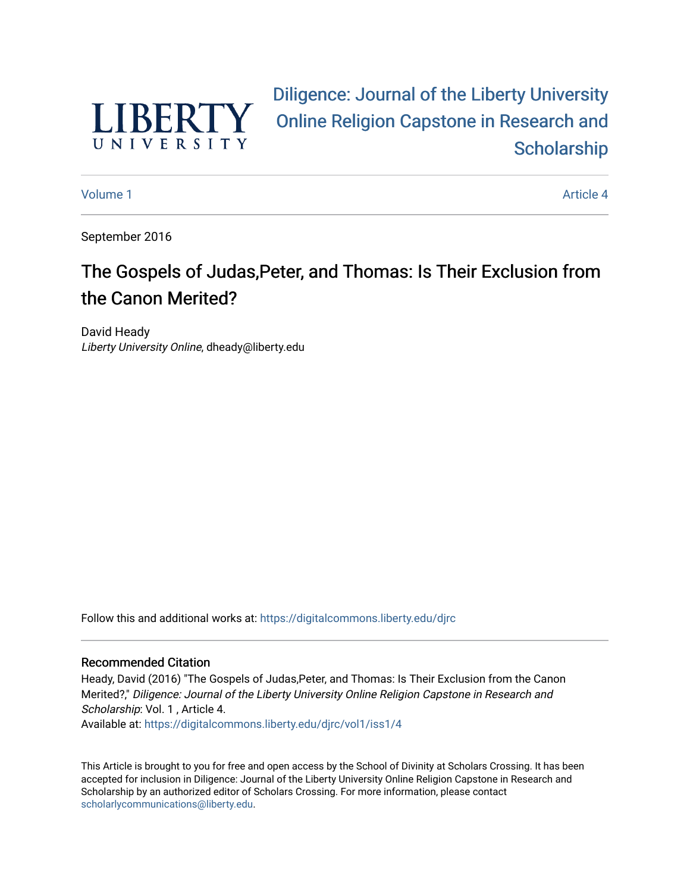LIBERTY UNIVERSITY

# Diligence: Journal of the Liberty University Online Religion Capstone in Research and Scholarship

Volume 1 Article 4

September 2016

## The Gospels of Judas,Peter, and Thomas: Is Their Exclusion from the Canon Merited?

David Heady
*Liberty University Online*, dheady@liberty.edu

Follow this and additional works at: https://digitalcommons.liberty.edu/djrc

### Recommended Citation

Heady, David (2016) "The Gospels of Judas,Peter, and Thomas: Is Their Exclusion from the Canon Merited?," *Diligence: Journal of the Liberty University Online Religion Capstone in Research and Scholarship*: Vol. 1 , Article 4.
Available at: https://digitalcommons.liberty.edu/djrc/vol1/iss1/4

This Article is brought to you for free and open access by the School of Divinity at Scholars Crossing. It has been accepted for inclusion in Diligence: Journal of the Liberty University Online Religion Capstone in Research and Scholarship by an authorized editor of Scholars Crossing. For more information, please contact scholarlycommunications@liberty.edu.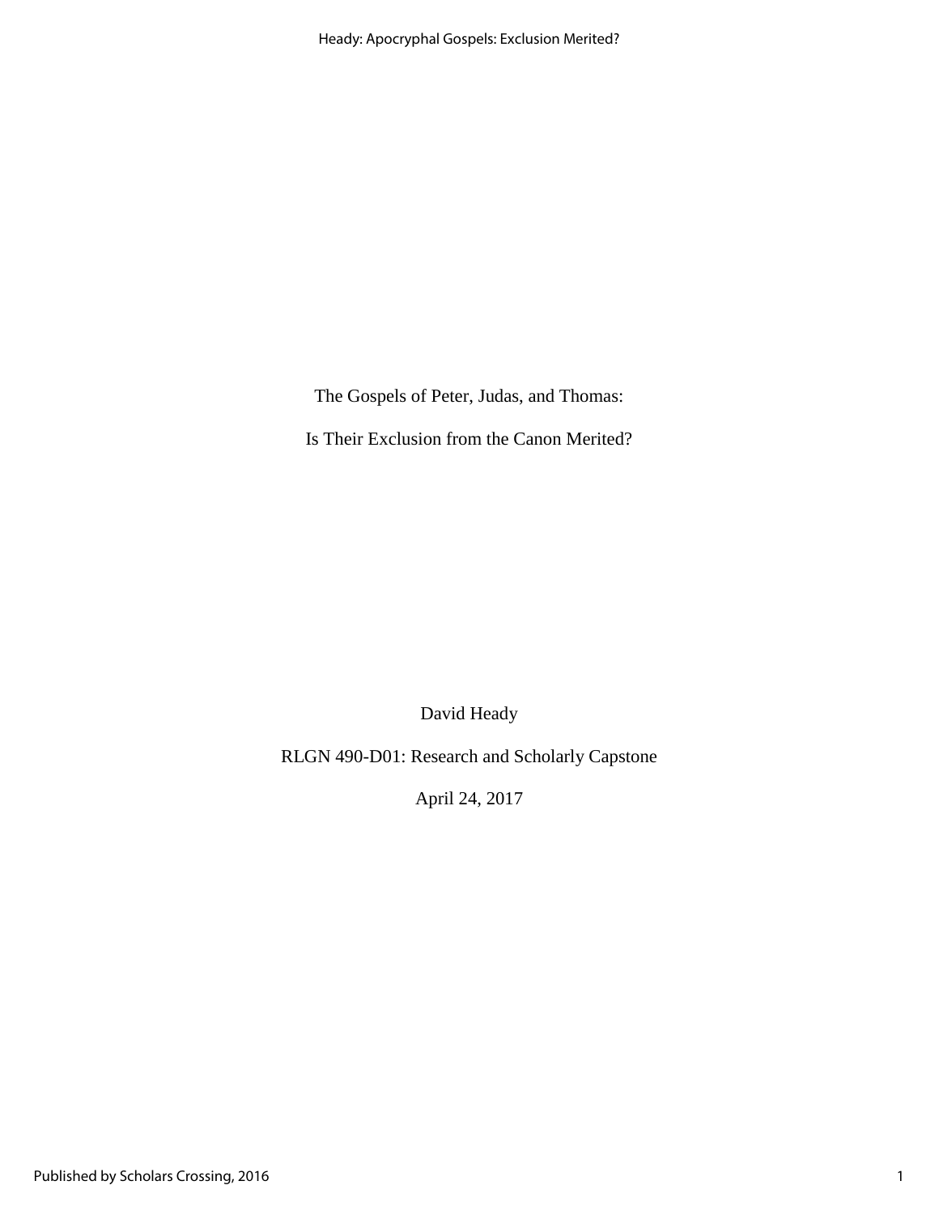The Gospels of Peter, Judas, and Thomas:

Is Their Exclusion from the Canon Merited?

David Heady

RLGN 490-D01: Research and Scholarly Capstone

April 24, 2017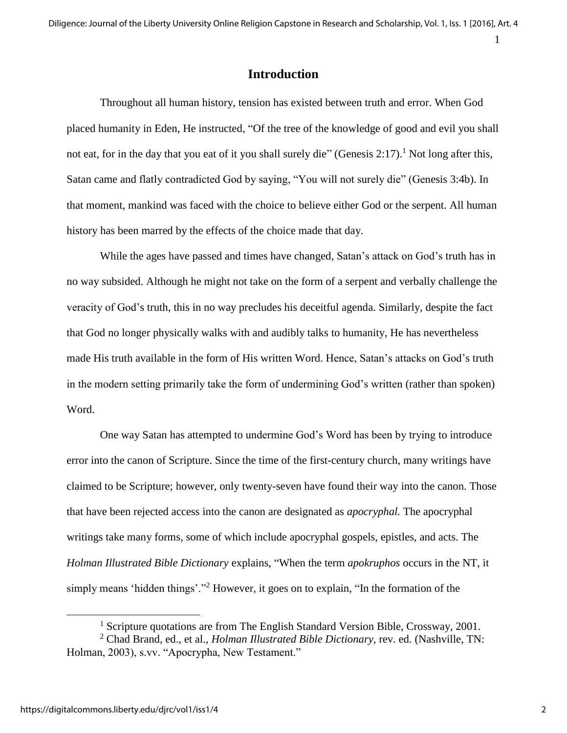# Introduction

Throughout all human history, tension has existed between truth and error. When God placed humanity in Eden, He instructed, "Of the tree of the knowledge of good and evil you shall not eat, for in the day that you eat of it you shall surely die" (Genesis 2:17).[1] Not long after this, Satan came and flatly contradicted God by saying, "You will not surely die" (Genesis 3:4b). In that moment, mankind was faced with the choice to believe either God or the serpent. All human history has been marred by the effects of the choice made that day.

While the ages have passed and times have changed, Satan's attack on God's truth has in no way subsided. Although he might not take on the form of a serpent and verbally challenge the veracity of God's truth, this in no way precludes his deceitful agenda. Similarly, despite the fact that God no longer physically walks with and audibly talks to humanity, He has nevertheless made His truth available in the form of His written Word. Hence, Satan's attacks on God's truth in the modern setting primarily take the form of undermining God's written (rather than spoken) Word.

One way Satan has attempted to undermine God's Word has been by trying to introduce error into the canon of Scripture. Since the time of the first-century church, many writings have claimed to be Scripture; however, only twenty-seven have found their way into the canon. Those that have been rejected access into the canon are designated as *apocryphal.* The apocryphal writings take many forms, some of which include apocryphal gospels, epistles, and acts. The *Holman Illustrated Bible Dictionary* explains, "When the term *apokruphos* occurs in the NT, it simply means 'hidden things'."[2] However, it goes on to explain, "In the formation of the

---

[1] Scripture quotations are from The English Standard Version Bible, Crossway, 2001.

[2] Chad Brand, ed., et al., *Holman Illustrated Bible Dictionary,* rev. ed. (Nashville, TN: Holman, 2003), s.vv. "Apocrypha, New Testament."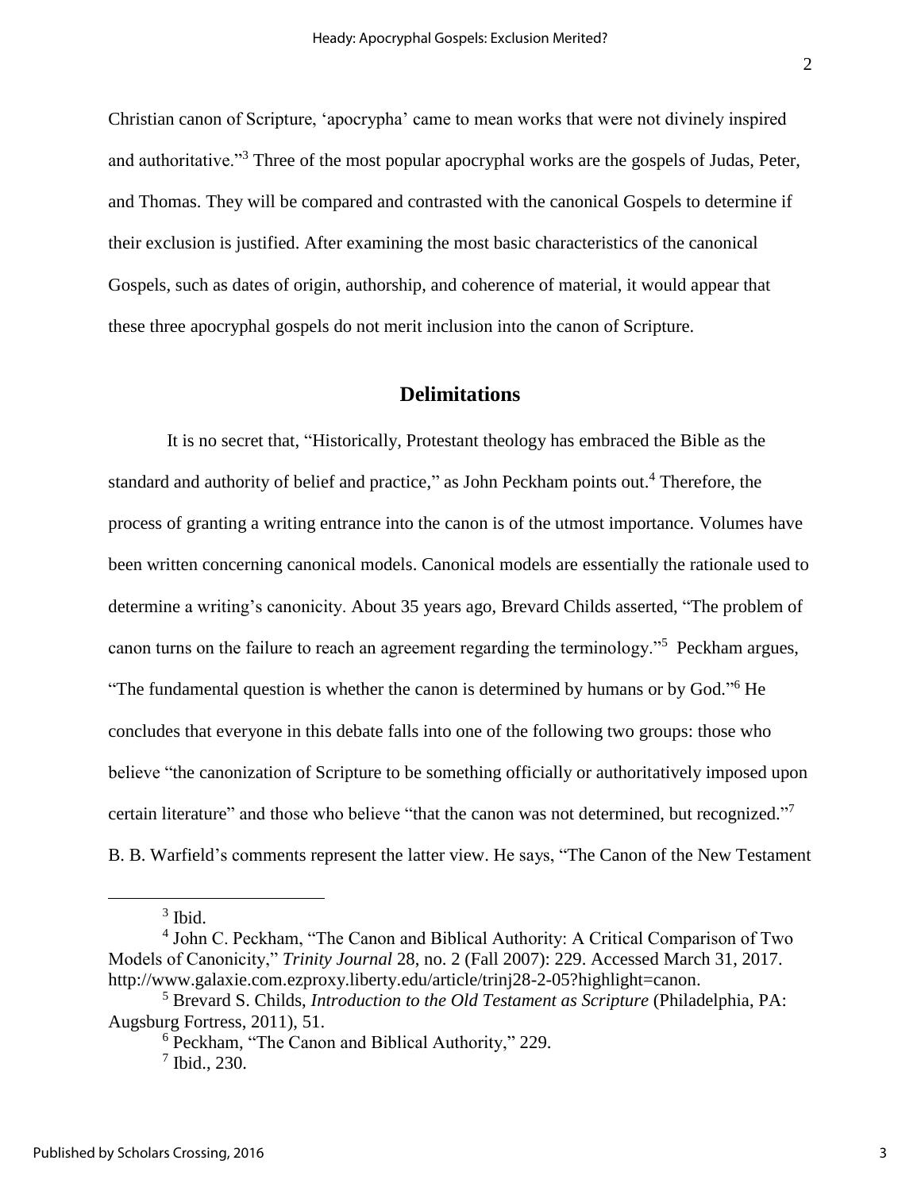Christian canon of Scripture, 'apocrypha' came to mean works that were not divinely inspired and authoritative."[3] Three of the most popular apocryphal works are the gospels of Judas, Peter, and Thomas. They will be compared and contrasted with the canonical Gospels to determine if their exclusion is justified. After examining the most basic characteristics of the canonical Gospels, such as dates of origin, authorship, and coherence of material, it would appear that these three apocryphal gospels do not merit inclusion into the canon of Scripture.

## Delimitations

It is no secret that, "Historically, Protestant theology has embraced the Bible as the standard and authority of belief and practice," as John Peckham points out.[4] Therefore, the process of granting a writing entrance into the canon is of the utmost importance. Volumes have been written concerning canonical models. Canonical models are essentially the rationale used to determine a writing's canonicity. About 35 years ago, Brevard Childs asserted, "The problem of canon turns on the failure to reach an agreement regarding the terminology."[5] Peckham argues, "The fundamental question is whether the canon is determined by humans or by God."[6] He concludes that everyone in this debate falls into one of the following two groups: those who believe "the canonization of Scripture to be something officially or authoritatively imposed upon certain literature" and those who believe "that the canon was not determined, but recognized."[7] B. B. Warfield's comments represent the latter view. He says, "The Canon of the New Testament

---

[3] Ibid.

[4] John C. Peckham, "The Canon and Biblical Authority: A Critical Comparison of Two Models of Canonicity," *Trinity Journal* 28, no. 2 (Fall 2007): 229. Accessed March 31, 2017. http://www.galaxie.com.ezproxy.liberty.edu/article/trinj28-2-05?highlight=canon.

[5] Brevard S. Childs, *Introduction to the Old Testament as Scripture* (Philadelphia, PA: Augsburg Fortress, 2011), 51.

[6] Peckham, "The Canon and Biblical Authority," 229.

[7] Ibid., 230.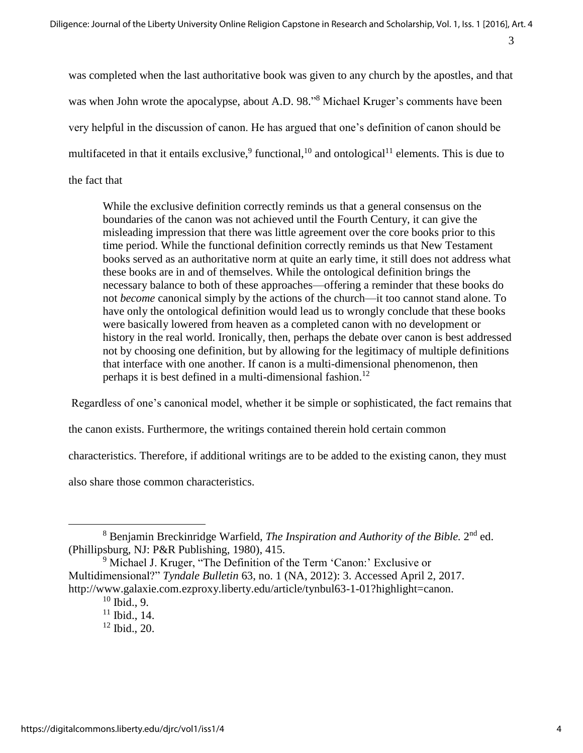was completed when the last authoritative book was given to any church by the apostles, and that was when John wrote the apocalypse, about A.D. 98."[8] Michael Kruger's comments have been very helpful in the discussion of canon. He has argued that one's definition of canon should be multifaceted in that it entails exclusive,[9] functional,[10] and ontological[11] elements. This is due to the fact that

> While the exclusive definition correctly reminds us that a general consensus on the boundaries of the canon was not achieved until the Fourth Century, it can give the misleading impression that there was little agreement over the core books prior to this time period. While the functional definition correctly reminds us that New Testament books served as an authoritative norm at quite an early time, it still does not address what these books are in and of themselves. While the ontological definition brings the necessary balance to both of these approaches—offering a reminder that these books do not *become* canonical simply by the actions of the church—it too cannot stand alone. To have only the ontological definition would lead us to wrongly conclude that these books were basically lowered from heaven as a completed canon with no development or history in the real world. Ironically, then, perhaps the debate over canon is best addressed not by choosing one definition, but by allowing for the legitimacy of multiple definitions that interface with one another. If canon is a multi-dimensional phenomenon, then perhaps it is best defined in a multi-dimensional fashion.[12]

Regardless of one's canonical model, whether it be simple or sophisticated, the fact remains that the canon exists. Furthermore, the writings contained therein hold certain common characteristics. Therefore, if additional writings are to be added to the existing canon, they must also share those common characteristics.

---

[8] Benjamin Breckinridge Warfield, *The Inspiration and Authority of the Bible.* 2nd ed. (Phillipsburg, NJ: P&R Publishing, 1980), 415.

[9] Michael J. Kruger, "The Definition of the Term 'Canon:' Exclusive or Multidimensional?" *Tyndale Bulletin* 63, no. 1 (NA, 2012): 3. Accessed April 2, 2017. http://www.galaxie.com.ezproxy.liberty.edu/article/tynbul63-1-01?highlight=canon.

[10] Ibid., 9.

[11] Ibid., 14.

[12] Ibid., 20.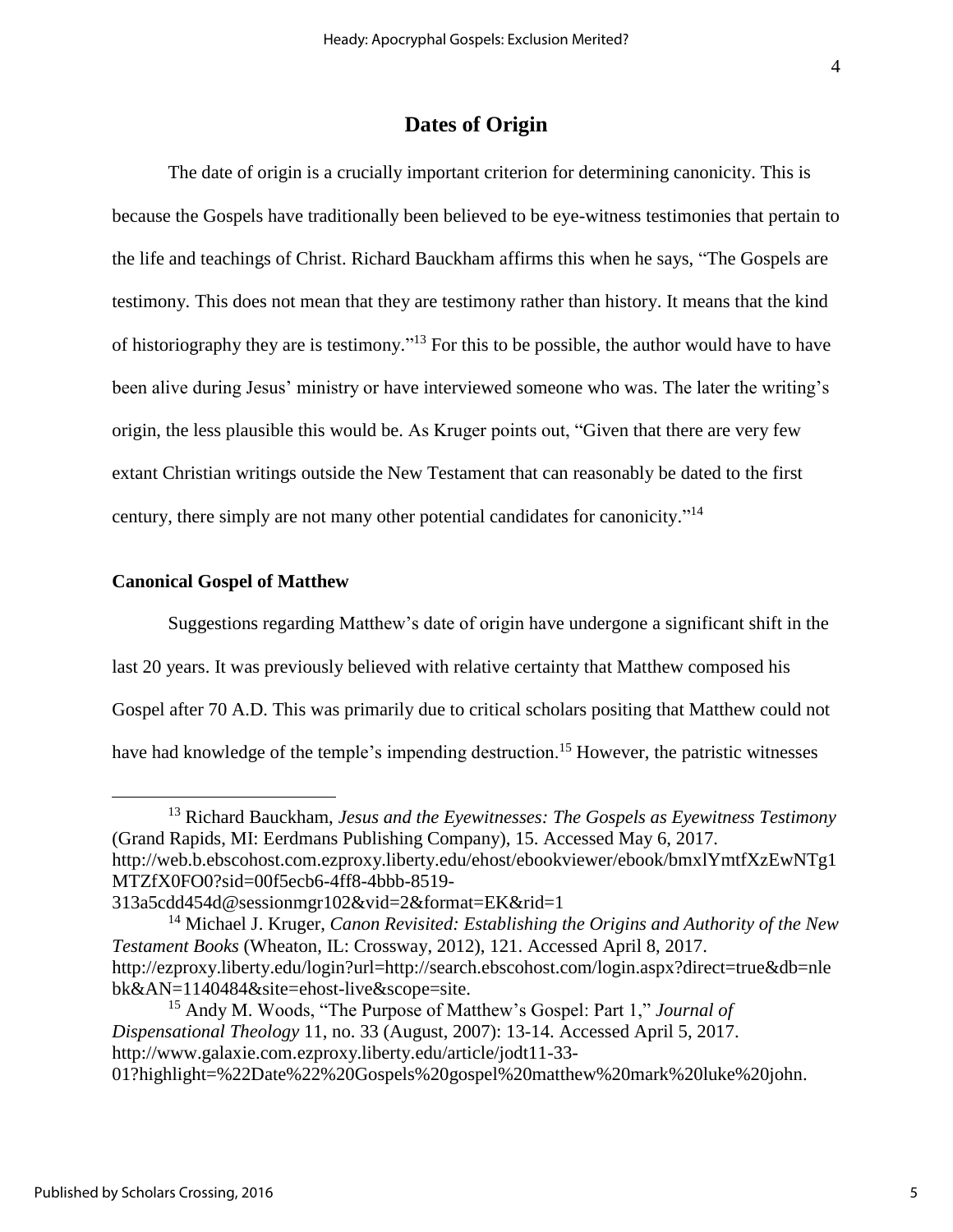## Dates of Origin

The date of origin is a crucially important criterion for determining canonicity. This is because the Gospels have traditionally been believed to be eye-witness testimonies that pertain to the life and teachings of Christ. Richard Bauckham affirms this when he says, "The Gospels are testimony. This does not mean that they are testimony rather than history. It means that the kind of historiography they are is testimony."[13] For this to be possible, the author would have to have been alive during Jesus' ministry or have interviewed someone who was. The later the writing's origin, the less plausible this would be. As Kruger points out, "Given that there are very few extant Christian writings outside the New Testament that can reasonably be dated to the first century, there simply are not many other potential candidates for canonicity."[14]

### Canonical Gospel of Matthew

Suggestions regarding Matthew's date of origin have undergone a significant shift in the last 20 years. It was previously believed with relative certainty that Matthew composed his Gospel after 70 A.D. This was primarily due to critical scholars positing that Matthew could not have had knowledge of the temple's impending destruction.[15] However, the patristic witnesses

---

[13] Richard Bauckham, *Jesus and the Eyewitnesses: The Gospels as Eyewitness Testimony* (Grand Rapids, MI: Eerdmans Publishing Company), 15. Accessed May 6, 2017. http://web.b.ebscohost.com.ezproxy.liberty.edu/ehost/ebookviewer/ebook/bmxlYmtfXzEwNTg1MTZfX0FO0?sid=00f5ecb6-4ff8-4bbb-8519-313a5cdd454d@sessionmgr102&vid=2&format=EK&rid=1

[14] Michael J. Kruger, *Canon Revisited: Establishing the Origins and Authority of the New Testament Books* (Wheaton, IL: Crossway, 2012), 121. Accessed April 8, 2017. http://ezproxy.liberty.edu/login?url=http://search.ebscohost.com/login.aspx?direct=true&db=nlebk&AN=1140484&site=ehost-live&scope=site.

[15] Andy M. Woods, "The Purpose of Matthew's Gospel: Part 1," *Journal of Dispensational Theology* 11, no. 33 (August, 2007): 13-14. Accessed April 5, 2017. http://www.galaxie.com.ezproxy.liberty.edu/article/jodt11-33-01?highlight=%22Date%22%20Gospels%20gospel%20matthew%20mark%20luke%20john.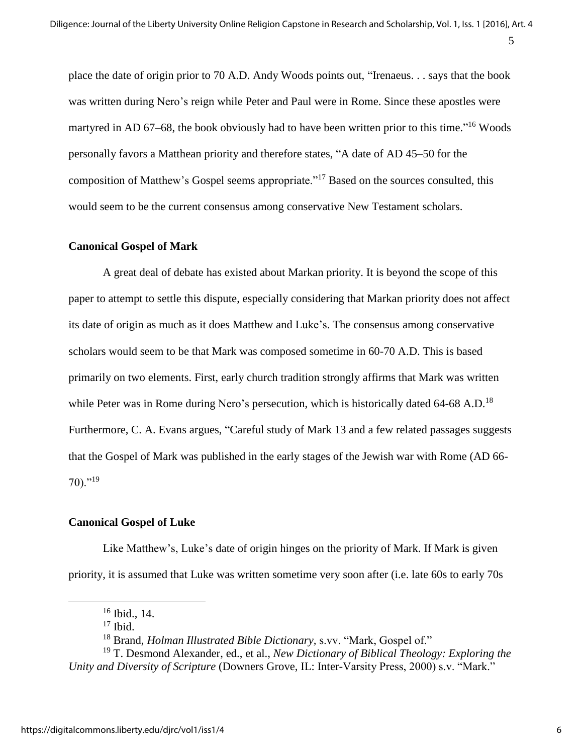place the date of origin prior to 70 A.D. Andy Woods points out, "Irenaeus. . . says that the book was written during Nero's reign while Peter and Paul were in Rome. Since these apostles were martyred in AD 67–68, the book obviously had to have been written prior to this time."[16] Woods personally favors a Matthean priority and therefore states, "A date of AD 45–50 for the composition of Matthew's Gospel seems appropriate."[17] Based on the sources consulted, this would seem to be the current consensus among conservative New Testament scholars.

**Canonical Gospel of Mark**

A great deal of debate has existed about Markan priority. It is beyond the scope of this paper to attempt to settle this dispute, especially considering that Markan priority does not affect its date of origin as much as it does Matthew and Luke's. The consensus among conservative scholars would seem to be that Mark was composed sometime in 60-70 A.D. This is based primarily on two elements. First, early church tradition strongly affirms that Mark was written while Peter was in Rome during Nero's persecution, which is historically dated 64-68 A.D.[18] Furthermore, C. A. Evans argues, "Careful study of Mark 13 and a few related passages suggests that the Gospel of Mark was published in the early stages of the Jewish war with Rome (AD 66-70)."[19]

**Canonical Gospel of Luke**

Like Matthew's, Luke's date of origin hinges on the priority of Mark. If Mark is given priority, it is assumed that Luke was written sometime very soon after (i.e. late 60s to early 70s

---

[16] Ibid., 14.

[17] Ibid.

[18] Brand, *Holman Illustrated Bible Dictionary*, s.vv. "Mark, Gospel of."

[19] T. Desmond Alexander, ed., et al., *New Dictionary of Biblical Theology: Exploring the Unity and Diversity of Scripture* (Downers Grove, IL: Inter-Varsity Press, 2000) s.v. "Mark."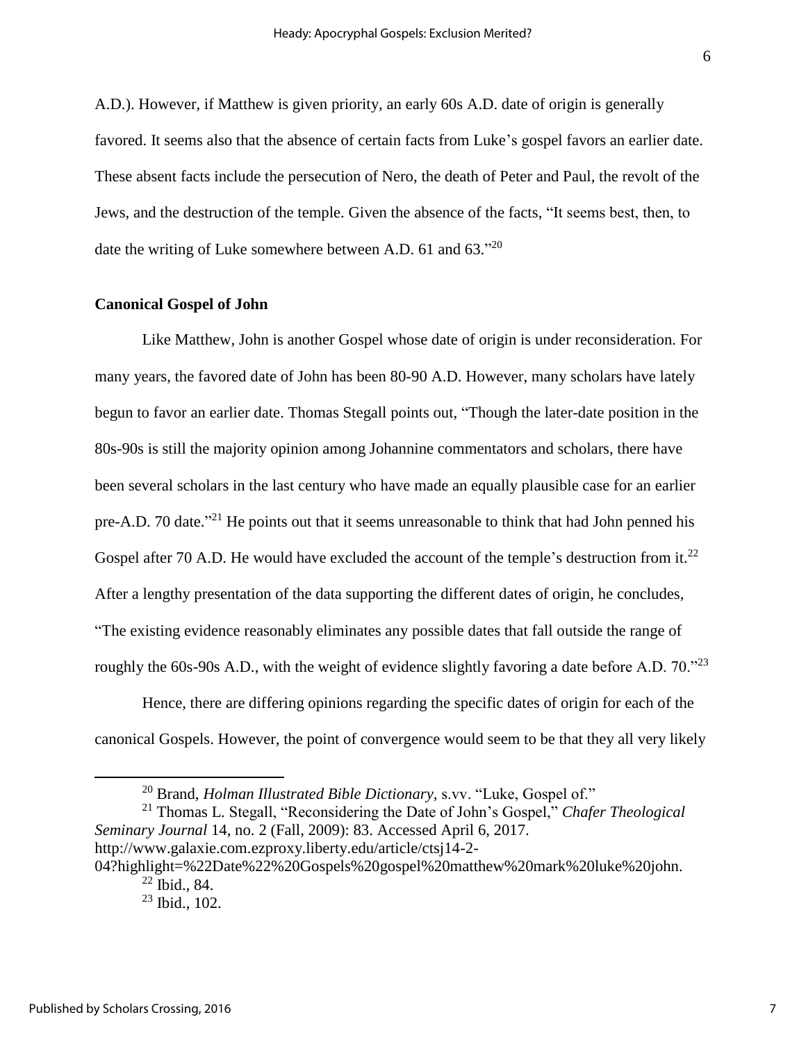A.D.). However, if Matthew is given priority, an early 60s A.D. date of origin is generally favored. It seems also that the absence of certain facts from Luke's gospel favors an earlier date. These absent facts include the persecution of Nero, the death of Peter and Paul, the revolt of the Jews, and the destruction of the temple. Given the absence of the facts, "It seems best, then, to date the writing of Luke somewhere between A.D. 61 and 63."[20]

**Canonical Gospel of John**

Like Matthew, John is another Gospel whose date of origin is under reconsideration. For many years, the favored date of John has been 80-90 A.D. However, many scholars have lately begun to favor an earlier date. Thomas Stegall points out, "Though the later-date position in the 80s-90s is still the majority opinion among Johannine commentators and scholars, there have been several scholars in the last century who have made an equally plausible case for an earlier pre-A.D. 70 date."[21] He points out that it seems unreasonable to think that had John penned his Gospel after 70 A.D. He would have excluded the account of the temple's destruction from it.[22] After a lengthy presentation of the data supporting the different dates of origin, he concludes, "The existing evidence reasonably eliminates any possible dates that fall outside the range of roughly the 60s-90s A.D., with the weight of evidence slightly favoring a date before A.D. 70."[23]

Hence, there are differing opinions regarding the specific dates of origin for each of the canonical Gospels. However, the point of convergence would seem to be that they all very likely

---

[20] Brand, *Holman Illustrated Bible Dictionary*, s.vv. "Luke, Gospel of."

[21] Thomas L. Stegall, "Reconsidering the Date of John's Gospel," *Chafer Theological Seminary Journal* 14, no. 2 (Fall, 2009): 83. Accessed April 6, 2017. http://www.galaxie.com.ezproxy.liberty.edu/article/ctsj14-2-04?highlight=%22Date%22%20Gospels%20gospel%20matthew%20mark%20luke%20john.

[22] Ibid., 84.

[23] Ibid., 102.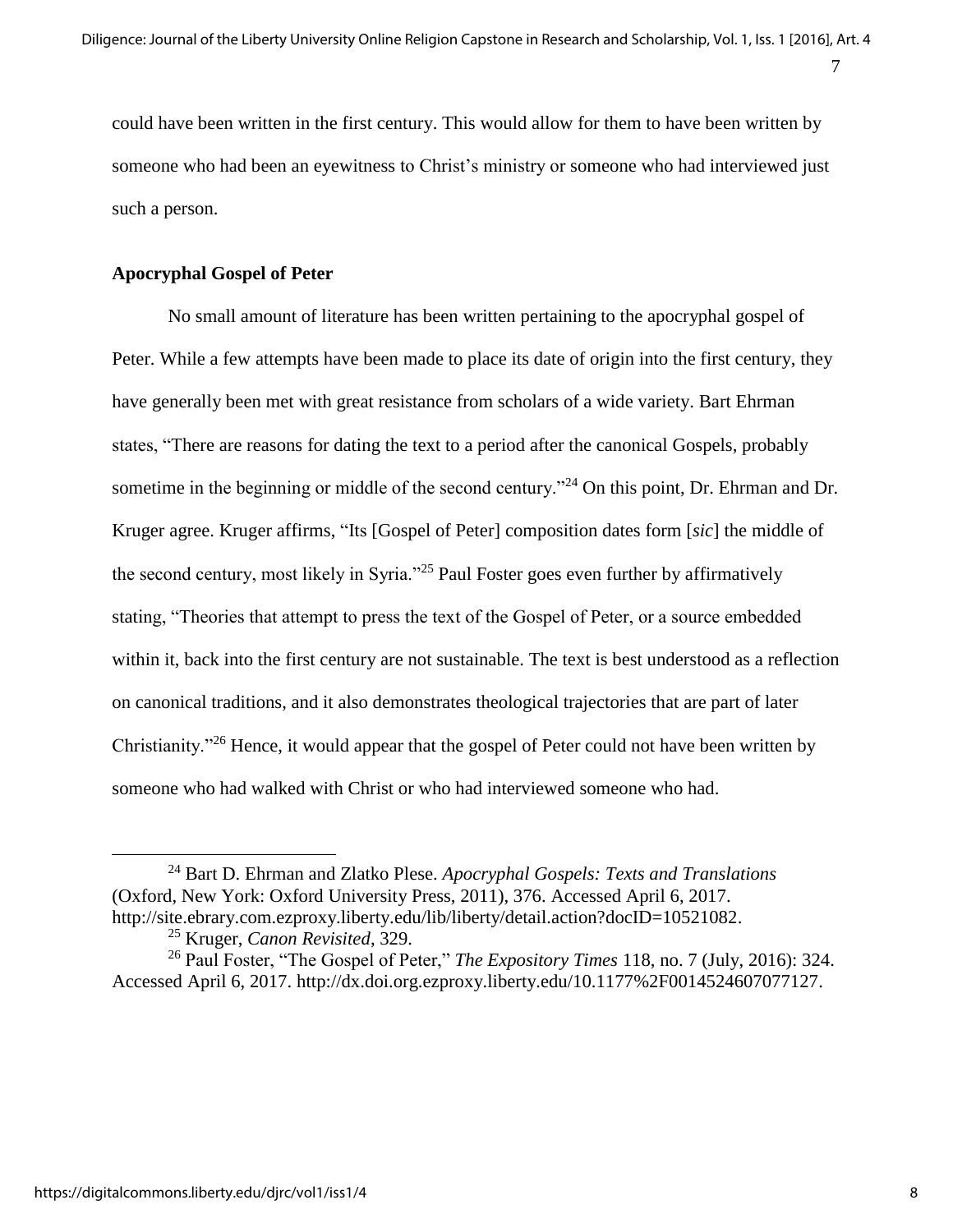could have been written in the first century. This would allow for them to have been written by someone who had been an eyewitness to Christ's ministry or someone who had interviewed just such a person.

**Apocryphal Gospel of Peter**

No small amount of literature has been written pertaining to the apocryphal gospel of Peter. While a few attempts have been made to place its date of origin into the first century, they have generally been met with great resistance from scholars of a wide variety. Bart Ehrman states, "There are reasons for dating the text to a period after the canonical Gospels, probably sometime in the beginning or middle of the second century."[24] On this point, Dr. Ehrman and Dr. Kruger agree. Kruger affirms, "Its [Gospel of Peter] composition dates form [*sic*] the middle of the second century, most likely in Syria."[25] Paul Foster goes even further by affirmatively stating, "Theories that attempt to press the text of the Gospel of Peter, or a source embedded within it, back into the first century are not sustainable. The text is best understood as a reflection on canonical traditions, and it also demonstrates theological trajectories that are part of later Christianity."[26] Hence, it would appear that the gospel of Peter could not have been written by someone who had walked with Christ or who had interviewed someone who had.

---

[24] Bart D. Ehrman and Zlatko Plese. *Apocryphal Gospels: Texts and Translations* (Oxford, New York: Oxford University Press, 2011), 376. Accessed April 6, 2017. http://site.ebrary.com.ezproxy.liberty.edu/lib/liberty/detail.action?docID=10521082.

[25] Kruger, *Canon Revisited*, 329.

[26] Paul Foster, "The Gospel of Peter," *The Expository Times* 118, no. 7 (July, 2016): 324. Accessed April 6, 2017. http://dx.doi.org.ezproxy.liberty.edu/10.1177%2F0014524607077127.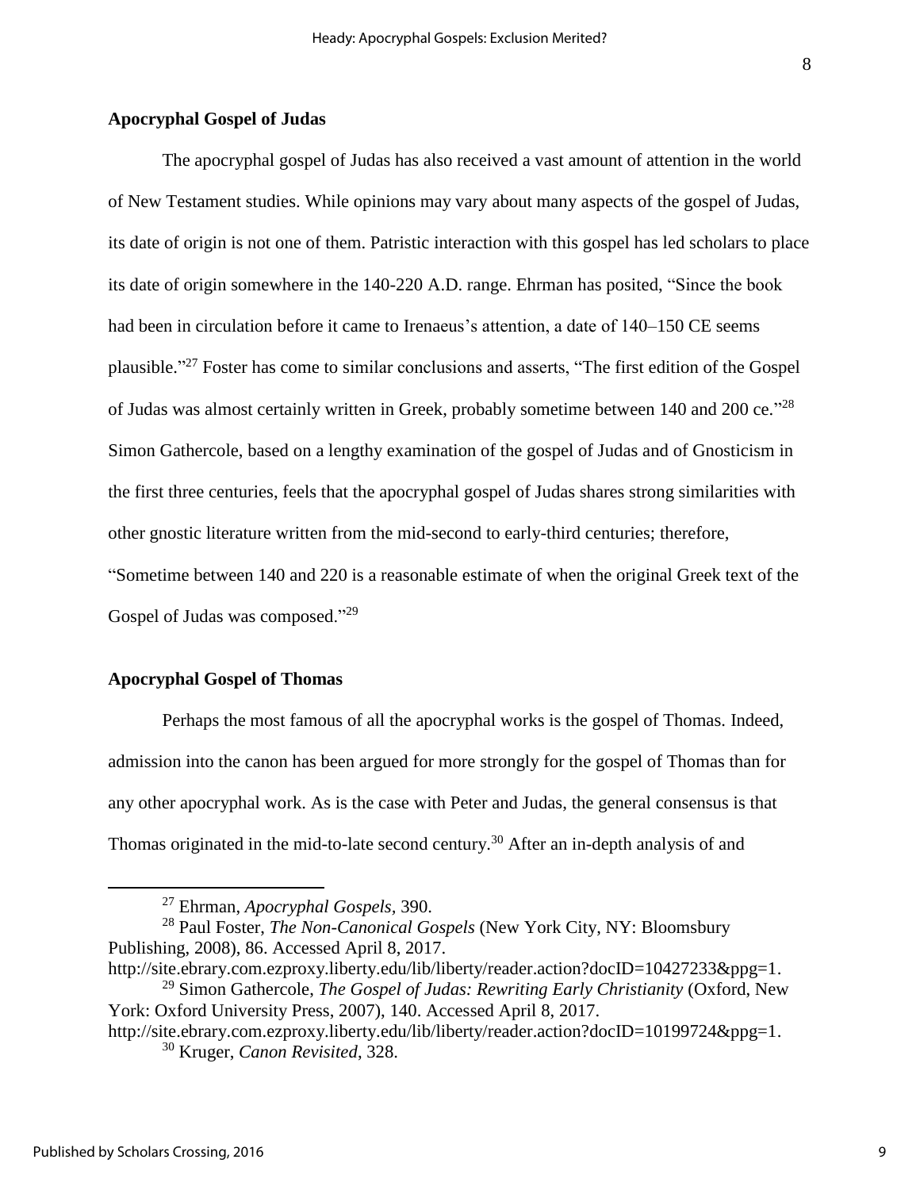## Apocryphal Gospel of Judas

The apocryphal gospel of Judas has also received a vast amount of attention in the world of New Testament studies. While opinions may vary about many aspects of the gospel of Judas, its date of origin is not one of them. Patristic interaction with this gospel has led scholars to place its date of origin somewhere in the 140-220 A.D. range. Ehrman has posited, "Since the book had been in circulation before it came to Irenaeus's attention, a date of 140–150 CE seems plausible."[27] Foster has come to similar conclusions and asserts, "The first edition of the Gospel of Judas was almost certainly written in Greek, probably sometime between 140 and 200 ce."[28] Simon Gathercole, based on a lengthy examination of the gospel of Judas and of Gnosticism in the first three centuries, feels that the apocryphal gospel of Judas shares strong similarities with other gnostic literature written from the mid-second to early-third centuries; therefore, "Sometime between 140 and 220 is a reasonable estimate of when the original Greek text of the Gospel of Judas was composed."[29]

## Apocryphal Gospel of Thomas

Perhaps the most famous of all the apocryphal works is the gospel of Thomas. Indeed, admission into the canon has been argued for more strongly for the gospel of Thomas than for any other apocryphal work. As is the case with Peter and Judas, the general consensus is that Thomas originated in the mid-to-late second century.[30] After an in-depth analysis of and

---

[27] Ehrman, *Apocryphal Gospels*, 390.

[28] Paul Foster, *The Non-Canonical Gospels* (New York City, NY: Bloomsbury Publishing, 2008), 86. Accessed April 8, 2017. http://site.ebrary.com.ezproxy.liberty.edu/lib/liberty/reader.action?docID=10427233&ppg=1.

[29] Simon Gathercole, *The Gospel of Judas: Rewriting Early Christianity* (Oxford, New York: Oxford University Press, 2007), 140. Accessed April 8, 2017. http://site.ebrary.com.ezproxy.liberty.edu/lib/liberty/reader.action?docID=10199724&ppg=1.

[30] Kruger, *Canon Revisited*, 328.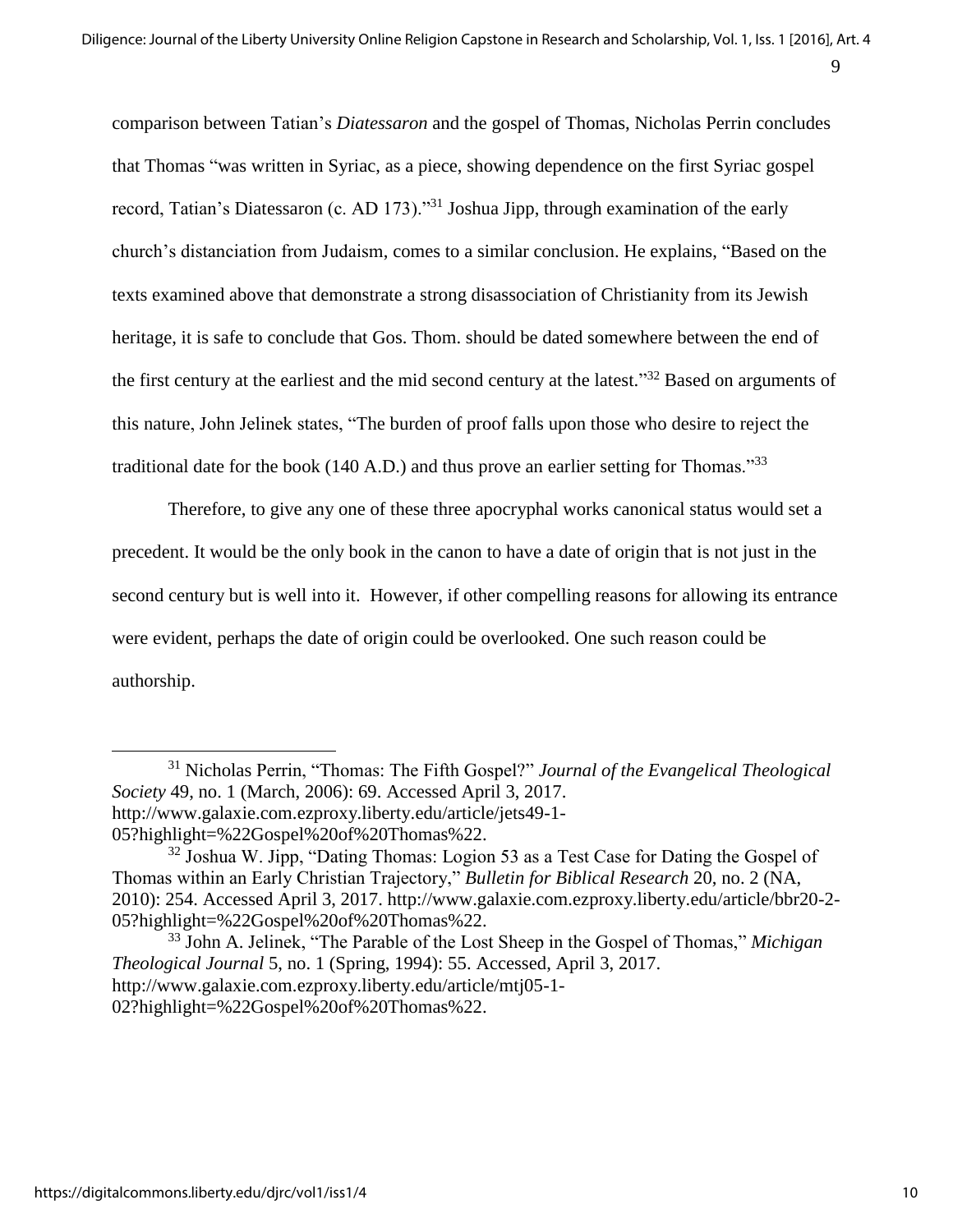comparison between Tatian's *Diatessaron* and the gospel of Thomas, Nicholas Perrin concludes that Thomas "was written in Syriac, as a piece, showing dependence on the first Syriac gospel record, Tatian's Diatessaron (c. AD 173)."[31] Joshua Jipp, through examination of the early church's distanciation from Judaism, comes to a similar conclusion. He explains, "Based on the texts examined above that demonstrate a strong disassociation of Christianity from its Jewish heritage, it is safe to conclude that Gos. Thom. should be dated somewhere between the end of the first century at the earliest and the mid second century at the latest."[32] Based on arguments of this nature, John Jelinek states, "The burden of proof falls upon those who desire to reject the traditional date for the book (140 A.D.) and thus prove an earlier setting for Thomas."[33]

Therefore, to give any one of these three apocryphal works canonical status would set a precedent. It would be the only book in the canon to have a date of origin that is not just in the second century but is well into it. However, if other compelling reasons for allowing its entrance were evident, perhaps the date of origin could be overlooked. One such reason could be authorship.

---

[31] Nicholas Perrin, "Thomas: The Fifth Gospel?" *Journal of the Evangelical Theological Society* 49, no. 1 (March, 2006): 69. Accessed April 3, 2017. http://www.galaxie.com.ezproxy.liberty.edu/article/jets49-1-05?highlight=%22Gospel%20of%20Thomas%22.

[32] Joshua W. Jipp, "Dating Thomas: Logion 53 as a Test Case for Dating the Gospel of Thomas within an Early Christian Trajectory," *Bulletin for Biblical Research* 20, no. 2 (NA, 2010): 254. Accessed April 3, 2017. http://www.galaxie.com.ezproxy.liberty.edu/article/bbr20-2-05?highlight=%22Gospel%20of%20Thomas%22.

[33] John A. Jelinek, "The Parable of the Lost Sheep in the Gospel of Thomas," *Michigan Theological Journal* 5, no. 1 (Spring, 1994): 55. Accessed, April 3, 2017. http://www.galaxie.com.ezproxy.liberty.edu/article/mtj05-1-02?highlight=%22Gospel%20of%20Thomas%22.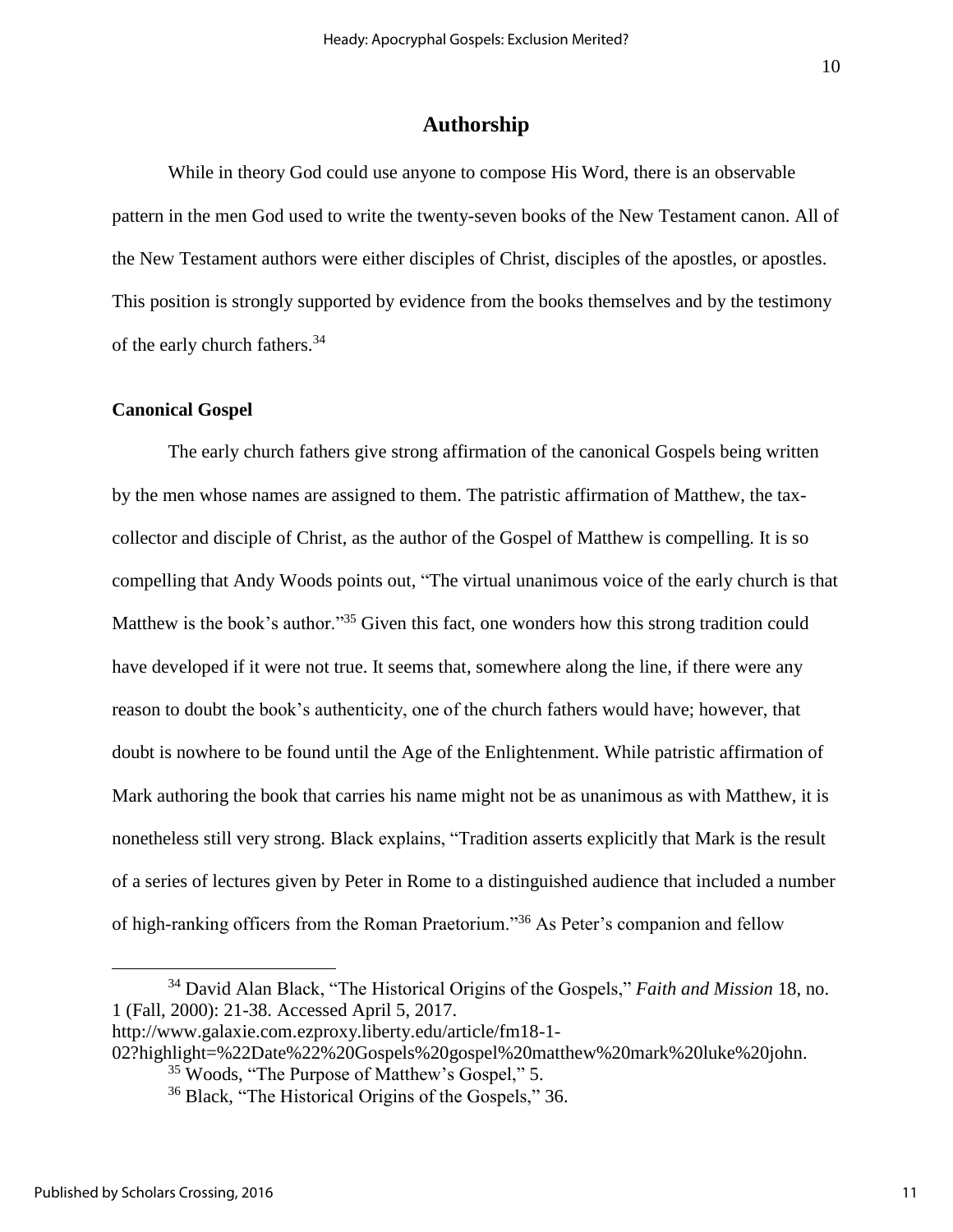## Authorship

While in theory God could use anyone to compose His Word, there is an observable pattern in the men God used to write the twenty-seven books of the New Testament canon. All of the New Testament authors were either disciples of Christ, disciples of the apostles, or apostles. This position is strongly supported by evidence from the books themselves and by the testimony of the early church fathers.[34]

### Canonical Gospel

The early church fathers give strong affirmation of the canonical Gospels being written by the men whose names are assigned to them. The patristic affirmation of Matthew, the tax-collector and disciple of Christ, as the author of the Gospel of Matthew is compelling. It is so compelling that Andy Woods points out, "The virtual unanimous voice of the early church is that Matthew is the book's author."[35] Given this fact, one wonders how this strong tradition could have developed if it were not true. It seems that, somewhere along the line, if there were any reason to doubt the book's authenticity, one of the church fathers would have; however, that doubt is nowhere to be found until the Age of the Enlightenment. While patristic affirmation of Mark authoring the book that carries his name might not be as unanimous as with Matthew, it is nonetheless still very strong. Black explains, "Tradition asserts explicitly that Mark is the result of a series of lectures given by Peter in Rome to a distinguished audience that included a number of high-ranking officers from the Roman Praetorium."[36] As Peter's companion and fellow

---

[34] David Alan Black, "The Historical Origins of the Gospels," *Faith and Mission* 18, no. 1 (Fall, 2000): 21-38. Accessed April 5, 2017. http://www.galaxie.com.ezproxy.liberty.edu/article/fm18-1-02?highlight=%22Date%22%20Gospels%20gospel%20matthew%20mark%20luke%20john.

[35] Woods, "The Purpose of Matthew's Gospel," 5.

[36] Black, "The Historical Origins of the Gospels," 36.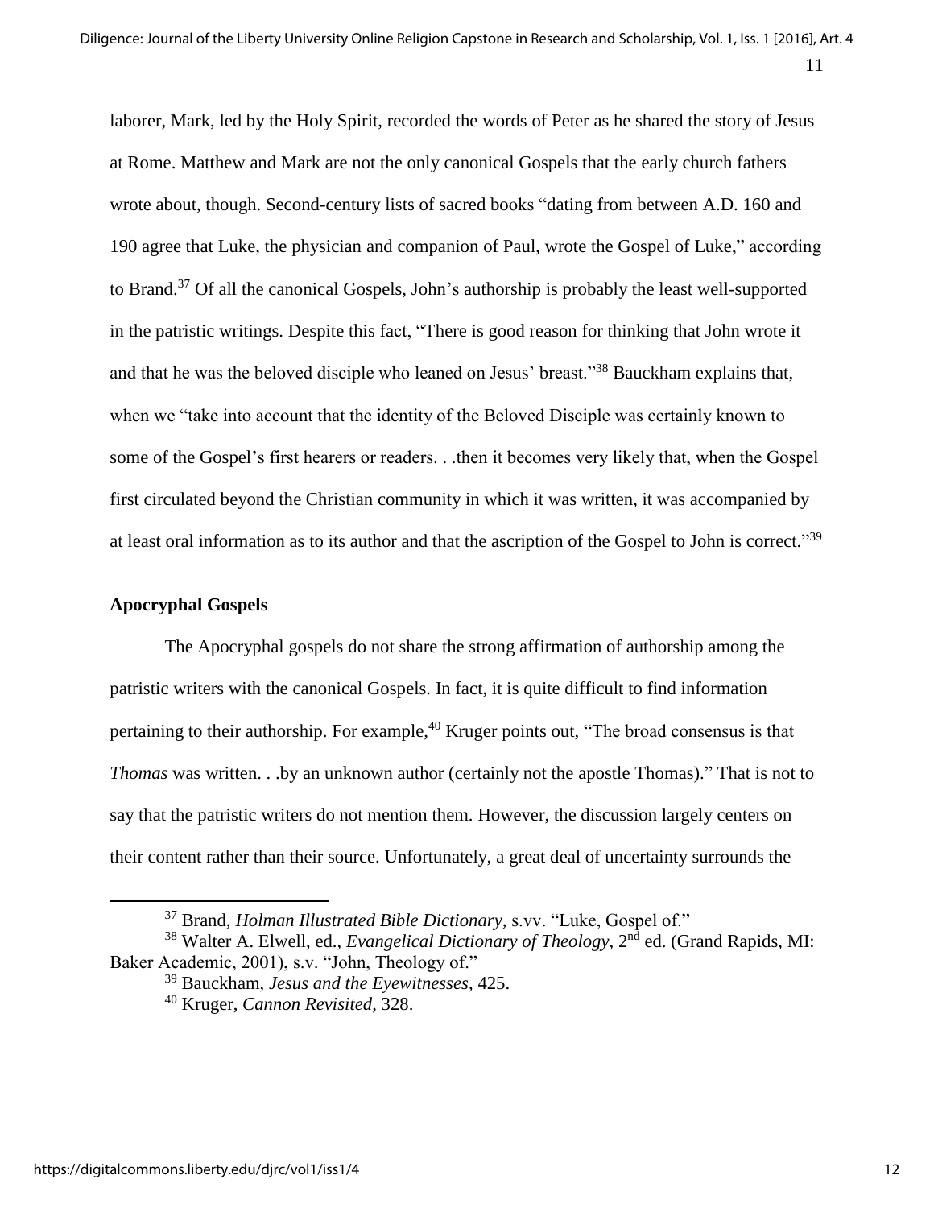laborer, Mark, led by the Holy Spirit, recorded the words of Peter as he shared the story of Jesus at Rome. Matthew and Mark are not the only canonical Gospels that the early church fathers wrote about, though. Second-century lists of sacred books "dating from between A.D. 160 and 190 agree that Luke, the physician and companion of Paul, wrote the Gospel of Luke," according to Brand.[37] Of all the canonical Gospels, John's authorship is probably the least well-supported in the patristic writings. Despite this fact, "There is good reason for thinking that John wrote it and that he was the beloved disciple who leaned on Jesus' breast."[38] Bauckham explains that, when we "take into account that the identity of the Beloved Disciple was certainly known to some of the Gospel's first hearers or readers. . .then it becomes very likely that, when the Gospel first circulated beyond the Christian community in which it was written, it was accompanied by at least oral information as to its author and that the ascription of the Gospel to John is correct."[39]

**Apocryphal Gospels**

The Apocryphal gospels do not share the strong affirmation of authorship among the patristic writers with the canonical Gospels. In fact, it is quite difficult to find information pertaining to their authorship. For example,[40] Kruger points out, "The broad consensus is that *Thomas* was written. . .by an unknown author (certainly not the apostle Thomas)." That is not to say that the patristic writers do not mention them. However, the discussion largely centers on their content rather than their source. Unfortunately, a great deal of uncertainty surrounds the

---

[37] Brand, *Holman Illustrated Bible Dictionary*, s.vv. "Luke, Gospel of."

[38] Walter A. Elwell, ed., *Evangelical Dictionary of Theology*, 2nd ed. (Grand Rapids, MI: Baker Academic, 2001), s.v. "John, Theology of."

[39] Bauckham, *Jesus and the Eyewitnesses*, 425.

[40] Kruger, *Cannon Revisited*, 328.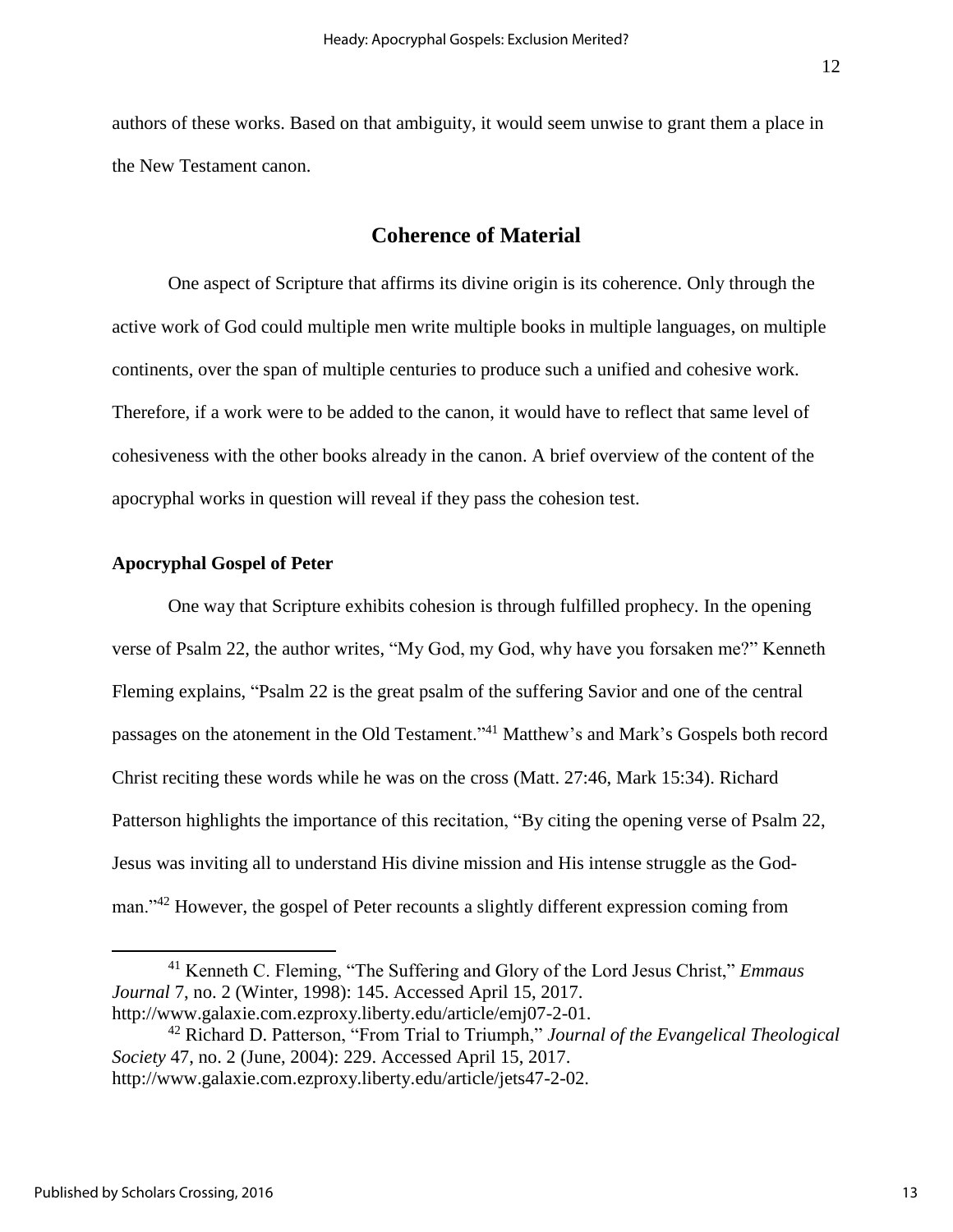authors of these works. Based on that ambiguity, it would seem unwise to grant them a place in the New Testament canon.

## Coherence of Material

One aspect of Scripture that affirms its divine origin is its coherence. Only through the active work of God could multiple men write multiple books in multiple languages, on multiple continents, over the span of multiple centuries to produce such a unified and cohesive work. Therefore, if a work were to be added to the canon, it would have to reflect that same level of cohesiveness with the other books already in the canon. A brief overview of the content of the apocryphal works in question will reveal if they pass the cohesion test.

### Apocryphal Gospel of Peter

One way that Scripture exhibits cohesion is through fulfilled prophecy. In the opening verse of Psalm 22, the author writes, "My God, my God, why have you forsaken me?" Kenneth Fleming explains, "Psalm 22 is the great psalm of the suffering Savior and one of the central passages on the atonement in the Old Testament."[41] Matthew's and Mark's Gospels both record Christ reciting these words while he was on the cross (Matt. 27:46, Mark 15:34). Richard Patterson highlights the importance of this recitation, "By citing the opening verse of Psalm 22, Jesus was inviting all to understand His divine mission and His intense struggle as the God-man."[42] However, the gospel of Peter recounts a slightly different expression coming from

---

[41] Kenneth C. Fleming, "The Suffering and Glory of the Lord Jesus Christ," *Emmaus Journal* 7, no. 2 (Winter, 1998): 145. Accessed April 15, 2017. http://www.galaxie.com.ezproxy.liberty.edu/article/emj07-2-01.

[42] Richard D. Patterson, "From Trial to Triumph," *Journal of the Evangelical Theological Society* 47, no. 2 (June, 2004): 229. Accessed April 15, 2017. http://www.galaxie.com.ezproxy.liberty.edu/article/jets47-2-02.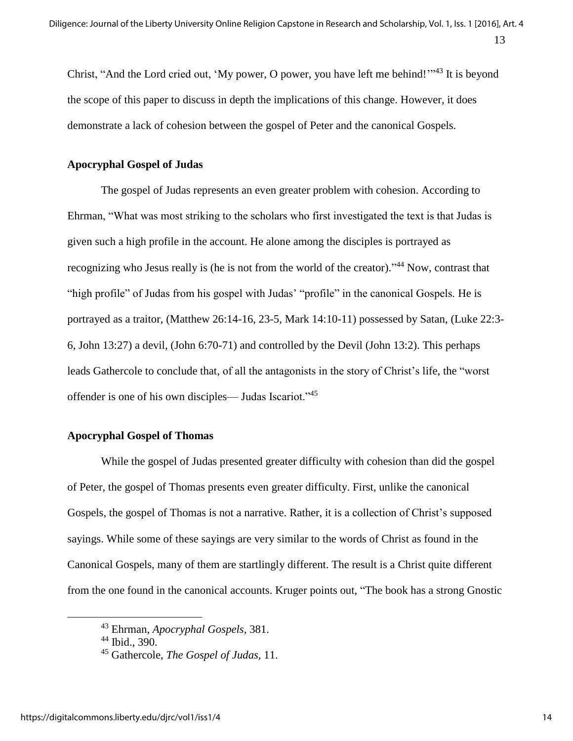Christ, "And the Lord cried out, 'My power, O power, you have left me behind!'"[43] It is beyond the scope of this paper to discuss in depth the implications of this change. However, it does demonstrate a lack of cohesion between the gospel of Peter and the canonical Gospels.

### Apocryphal Gospel of Judas

The gospel of Judas represents an even greater problem with cohesion. According to Ehrman, "What was most striking to the scholars who first investigated the text is that Judas is given such a high profile in the account. He alone among the disciples is portrayed as recognizing who Jesus really is (he is not from the world of the creator)."[44] Now, contrast that "high profile" of Judas from his gospel with Judas' "profile" in the canonical Gospels. He is portrayed as a traitor, (Matthew 26:14-16, 23-5, Mark 14:10-11) possessed by Satan, (Luke 22:3-6, John 13:27) a devil, (John 6:70-71) and controlled by the Devil (John 13:2). This perhaps leads Gathercole to conclude that, of all the antagonists in the story of Christ's life, the "worst offender is one of his own disciples— Judas Iscariot."[45]

### Apocryphal Gospel of Thomas

While the gospel of Judas presented greater difficulty with cohesion than did the gospel of Peter, the gospel of Thomas presents even greater difficulty. First, unlike the canonical Gospels, the gospel of Thomas is not a narrative. Rather, it is a collection of Christ's supposed sayings. While some of these sayings are very similar to the words of Christ as found in the Canonical Gospels, many of them are startlingly different. The result is a Christ quite different from the one found in the canonical accounts. Kruger points out, "The book has a strong Gnostic

---

[43] Ehrman, *Apocryphal Gospels,* 381.
[44] Ibid., 390.
[45] Gathercole, *The Gospel of Judas,* 11.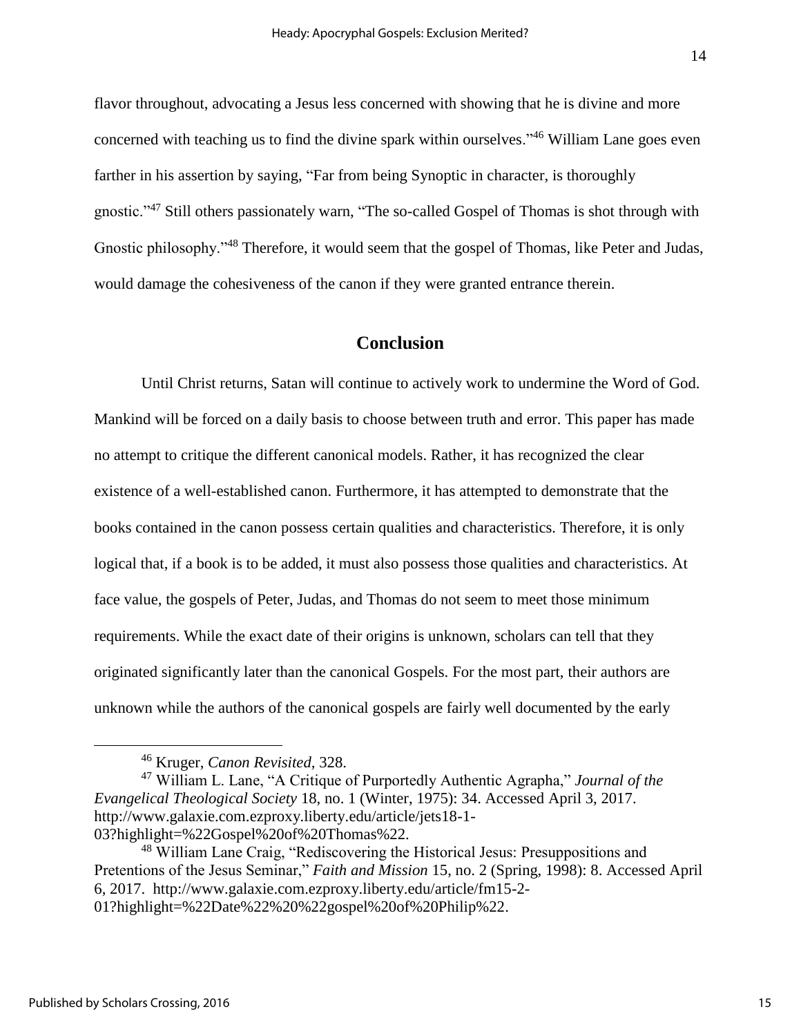flavor throughout, advocating a Jesus less concerned with showing that he is divine and more concerned with teaching us to find the divine spark within ourselves."[46] William Lane goes even farther in his assertion by saying, "Far from being Synoptic in character, is thoroughly gnostic."[47] Still others passionately warn, "The so-called Gospel of Thomas is shot through with Gnostic philosophy."[48] Therefore, it would seem that the gospel of Thomas, like Peter and Judas, would damage the cohesiveness of the canon if they were granted entrance therein.

## Conclusion

Until Christ returns, Satan will continue to actively work to undermine the Word of God. Mankind will be forced on a daily basis to choose between truth and error. This paper has made no attempt to critique the different canonical models. Rather, it has recognized the clear existence of a well-established canon. Furthermore, it has attempted to demonstrate that the books contained in the canon possess certain qualities and characteristics. Therefore, it is only logical that, if a book is to be added, it must also possess those qualities and characteristics. At face value, the gospels of Peter, Judas, and Thomas do not seem to meet those minimum requirements. While the exact date of their origins is unknown, scholars can tell that they originated significantly later than the canonical Gospels. For the most part, their authors are unknown while the authors of the canonical gospels are fairly well documented by the early

---

[46] Kruger, *Canon Revisited*, 328.

[47] William L. Lane, "A Critique of Purportedly Authentic Agrapha," *Journal of the Evangelical Theological Society* 18, no. 1 (Winter, 1975): 34. Accessed April 3, 2017. http://www.galaxie.com.ezproxy.liberty.edu/article/jets18-1-03?highlight=%22Gospel%20of%20Thomas%22.

[48] William Lane Craig, "Rediscovering the Historical Jesus: Presuppositions and Pretentions of the Jesus Seminar," *Faith and Mission* 15, no. 2 (Spring, 1998): 8. Accessed April 6, 2017. http://www.galaxie.com.ezproxy.liberty.edu/article/fm15-2-01?highlight=%22Date%22%20%22gospel%20of%20Philip%22.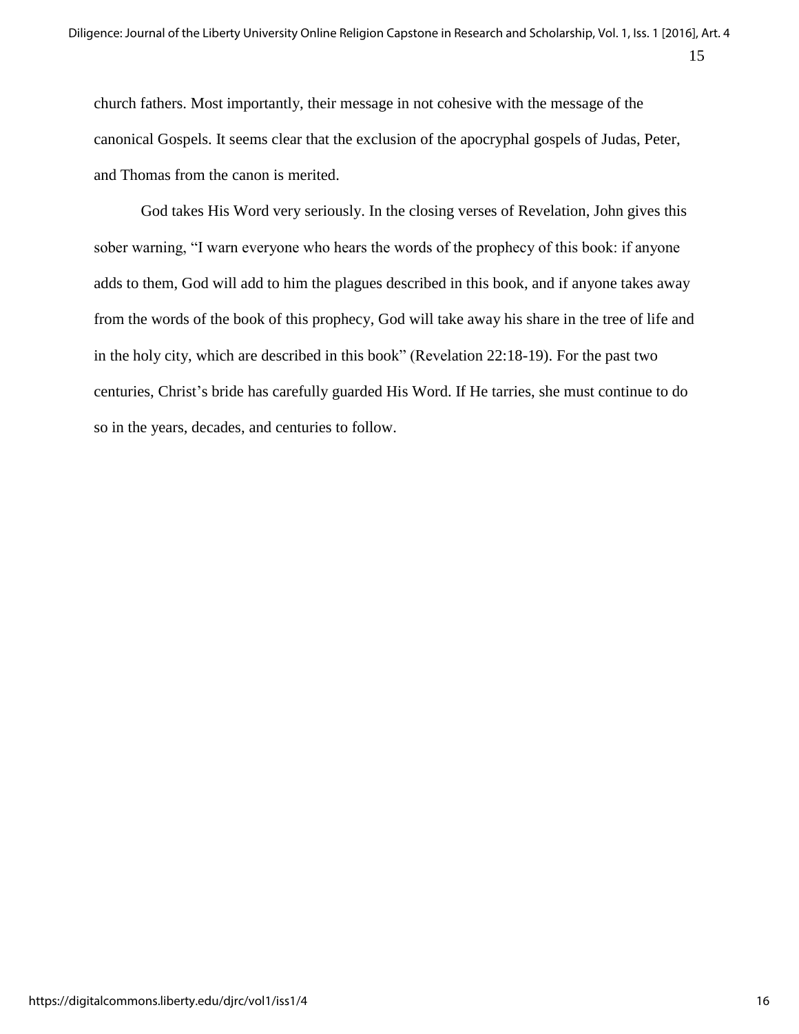church fathers. Most importantly, their message in not cohesive with the message of the canonical Gospels. It seems clear that the exclusion of the apocryphal gospels of Judas, Peter, and Thomas from the canon is merited.

God takes His Word very seriously. In the closing verses of Revelation, John gives this sober warning, "I warn everyone who hears the words of the prophecy of this book: if anyone adds to them, God will add to him the plagues described in this book, and if anyone takes away from the words of the book of this prophecy, God will take away his share in the tree of life and in the holy city, which are described in this book" (Revelation 22:18-19). For the past two centuries, Christ's bride has carefully guarded His Word. If He tarries, she must continue to do so in the years, decades, and centuries to follow.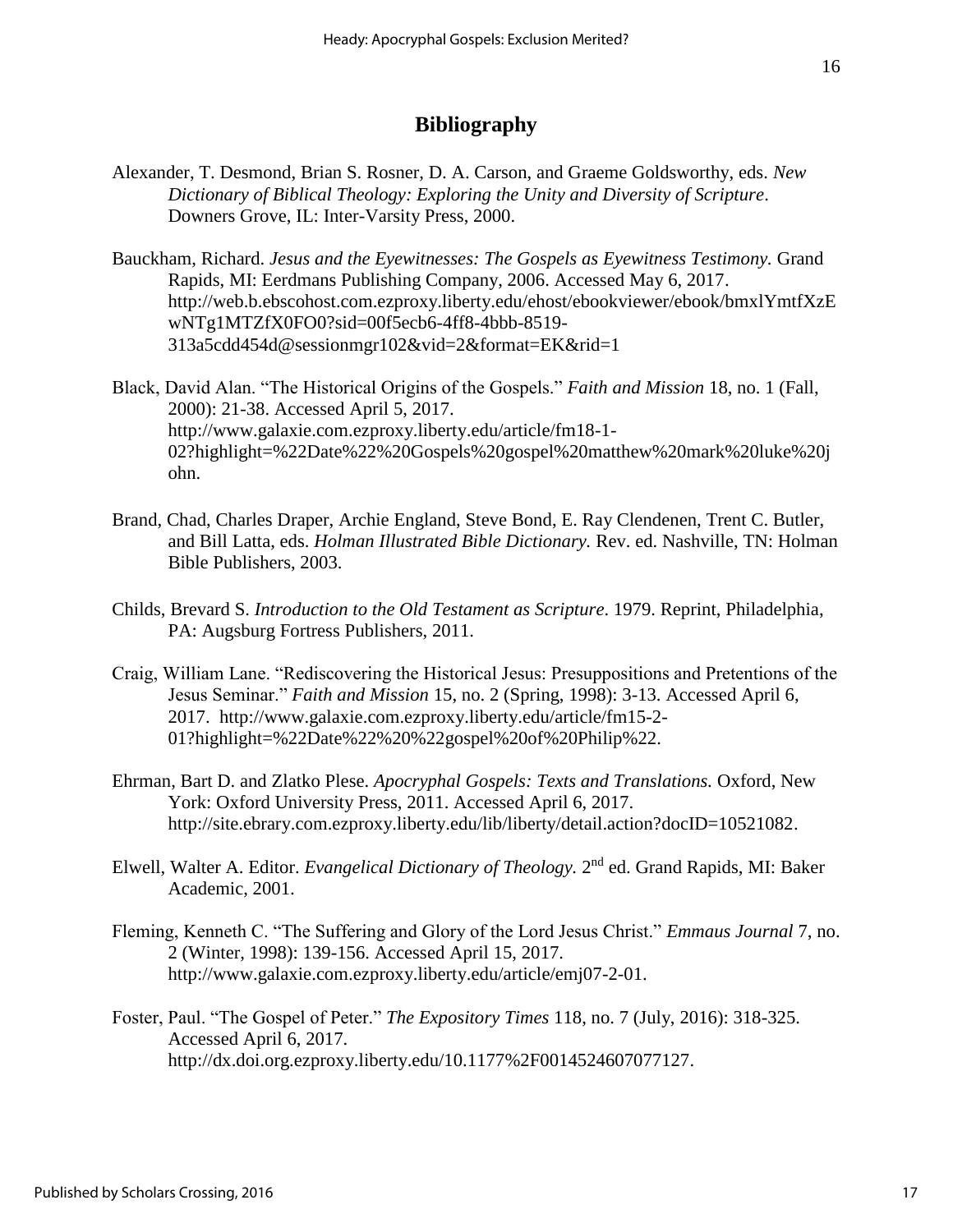# Bibliography

Alexander, T. Desmond, Brian S. Rosner, D. A. Carson, and Graeme Goldsworthy, eds. *New Dictionary of Biblical Theology: Exploring the Unity and Diversity of Scripture*. Downers Grove, IL: Inter-Varsity Press, 2000.

Bauckham, Richard. *Jesus and the Eyewitnesses: The Gospels as Eyewitness Testimony.* Grand Rapids, MI: Eerdmans Publishing Company, 2006. Accessed May 6, 2017. http://web.b.ebscohost.com.ezproxy.liberty.edu/ehost/ebookviewer/ebook/bmxlYmtfXzEwNTg1MTZfX0FO0?sid=00f5ecb6-4ff8-4bbb-8519-313a5cdd454d@sessionmgr102&vid=2&format=EK&rid=1

Black, David Alan. "The Historical Origins of the Gospels." *Faith and Mission* 18, no. 1 (Fall, 2000): 21-38. Accessed April 5, 2017. http://www.galaxie.com.ezproxy.liberty.edu/article/fm18-1-02?highlight=%22Date%22%20Gospels%20gospel%20matthew%20mark%20luke%20john.

Brand, Chad, Charles Draper, Archie England, Steve Bond, E. Ray Clendenen, Trent C. Butler, and Bill Latta, eds. *Holman Illustrated Bible Dictionary.* Rev. ed. Nashville, TN: Holman Bible Publishers, 2003.

Childs, Brevard S. *Introduction to the Old Testament as Scripture*. 1979. Reprint, Philadelphia, PA: Augsburg Fortress Publishers, 2011.

Craig, William Lane. "Rediscovering the Historical Jesus: Presuppositions and Pretentions of the Jesus Seminar." *Faith and Mission* 15, no. 2 (Spring, 1998): 3-13. Accessed April 6, 2017. http://www.galaxie.com.ezproxy.liberty.edu/article/fm15-2-01?highlight=%22Date%22%20%22gospel%20of%20Philip%22.

Ehrman, Bart D. and Zlatko Plese. *Apocryphal Gospels: Texts and Translations.* Oxford, New York: Oxford University Press, 2011. Accessed April 6, 2017. http://site.ebrary.com.ezproxy.liberty.edu/lib/liberty/detail.action?docID=10521082.

Elwell, Walter A. Editor. *Evangelical Dictionary of Theology.* 2nd ed. Grand Rapids, MI: Baker Academic, 2001.

Fleming, Kenneth C. "The Suffering and Glory of the Lord Jesus Christ." *Emmaus Journal* 7, no. 2 (Winter, 1998): 139-156. Accessed April 15, 2017. http://www.galaxie.com.ezproxy.liberty.edu/article/emj07-2-01.

Foster, Paul. "The Gospel of Peter." *The Expository Times* 118, no. 7 (July, 2016): 318-325. Accessed April 6, 2017. http://dx.doi.org.ezproxy.liberty.edu/10.1177%2F0014524607077127.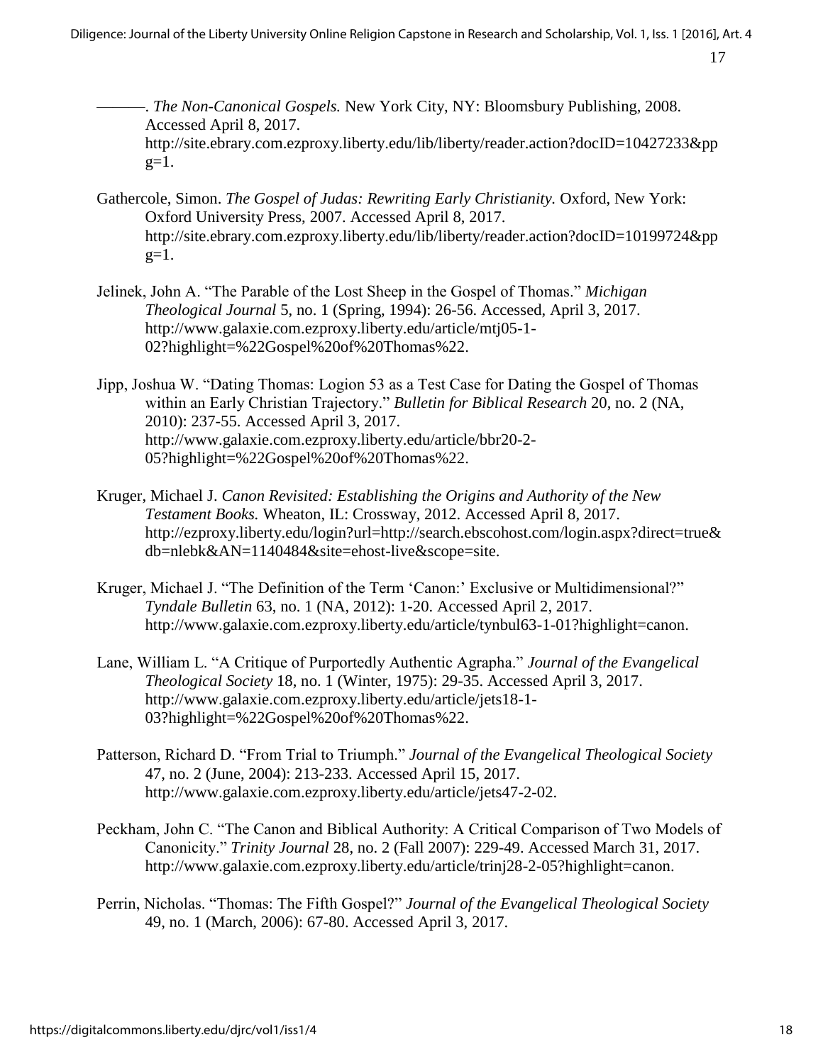———. *The Non-Canonical Gospels.* New York City, NY: Bloomsbury Publishing, 2008. Accessed April 8, 2017. http://site.ebrary.com.ezproxy.liberty.edu/lib/liberty/reader.action?docID=10427233&ppg=1.

Gathercole, Simon. *The Gospel of Judas: Rewriting Early Christianity.* Oxford, New York: Oxford University Press, 2007. Accessed April 8, 2017. http://site.ebrary.com.ezproxy.liberty.edu/lib/liberty/reader.action?docID=10199724&ppg=1.

Jelinek, John A. "The Parable of the Lost Sheep in the Gospel of Thomas." *Michigan Theological Journal* 5, no. 1 (Spring, 1994): 26-56. Accessed, April 3, 2017. http://www.galaxie.com.ezproxy.liberty.edu/article/mtj05-1-02?highlight=%22Gospel%20of%20Thomas%22.

Jipp, Joshua W. "Dating Thomas: Logion 53 as a Test Case for Dating the Gospel of Thomas within an Early Christian Trajectory." *Bulletin for Biblical Research* 20, no. 2 (NA, 2010): 237-55. Accessed April 3, 2017. http://www.galaxie.com.ezproxy.liberty.edu/article/bbr20-2-05?highlight=%22Gospel%20of%20Thomas%22.

Kruger, Michael J. *Canon Revisited: Establishing the Origins and Authority of the New Testament Books.* Wheaton, IL: Crossway, 2012. Accessed April 8, 2017. http://ezproxy.liberty.edu/login?url=http://search.ebscohost.com/login.aspx?direct=true&db=nlebk&AN=1140484&site=ehost-live&scope=site.

Kruger, Michael J. "The Definition of the Term 'Canon:' Exclusive or Multidimensional?" *Tyndale Bulletin* 63, no. 1 (NA, 2012): 1-20. Accessed April 2, 2017. http://www.galaxie.com.ezproxy.liberty.edu/article/tynbul63-1-01?highlight=canon.

Lane, William L. "A Critique of Purportedly Authentic Agrapha." *Journal of the Evangelical Theological Society* 18, no. 1 (Winter, 1975): 29-35. Accessed April 3, 2017. http://www.galaxie.com.ezproxy.liberty.edu/article/jets18-1-03?highlight=%22Gospel%20of%20Thomas%22.

Patterson, Richard D. "From Trial to Triumph." *Journal of the Evangelical Theological Society* 47, no. 2 (June, 2004): 213-233. Accessed April 15, 2017. http://www.galaxie.com.ezproxy.liberty.edu/article/jets47-2-02.

Peckham, John C. "The Canon and Biblical Authority: A Critical Comparison of Two Models of Canonicity." *Trinity Journal* 28, no. 2 (Fall 2007): 229-49. Accessed March 31, 2017. http://www.galaxie.com.ezproxy.liberty.edu/article/trinj28-2-05?highlight=canon.

Perrin, Nicholas. "Thomas: The Fifth Gospel?" *Journal of the Evangelical Theological Society* 49, no. 1 (March, 2006): 67-80. Accessed April 3, 2017.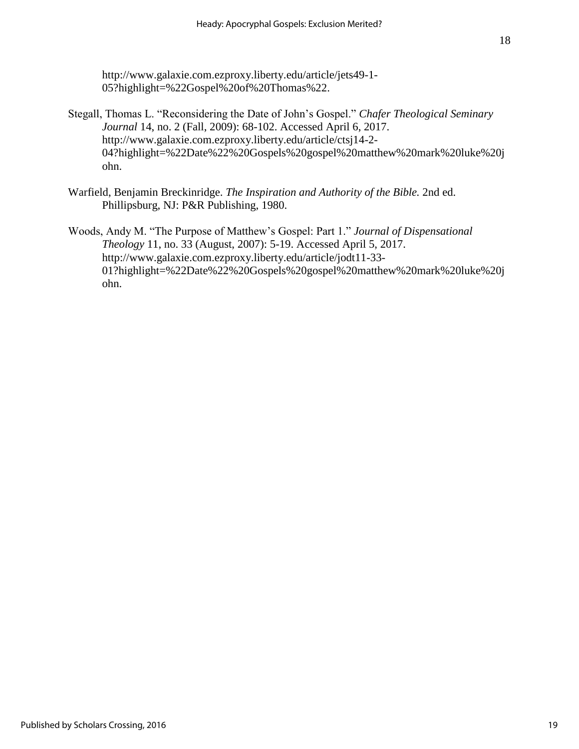http://www.galaxie.com.ezproxy.liberty.edu/article/jets49-1-05?highlight=%22Gospel%20of%20Thomas%22.

Stegall, Thomas L. "Reconsidering the Date of John's Gospel." *Chafer Theological Seminary Journal* 14, no. 2 (Fall, 2009): 68-102. Accessed April 6, 2017. http://www.galaxie.com.ezproxy.liberty.edu/article/ctsj14-2-04?highlight=%22Date%22%20Gospels%20gospel%20matthew%20mark%20luke%20john.

Warfield, Benjamin Breckinridge. *The Inspiration and Authority of the Bible.* 2nd ed. Phillipsburg, NJ: P&R Publishing, 1980.

Woods, Andy M. "The Purpose of Matthew's Gospel: Part 1." *Journal of Dispensational Theology* 11, no. 33 (August, 2007): 5-19. Accessed April 5, 2017. http://www.galaxie.com.ezproxy.liberty.edu/article/jodt11-33-01?highlight=%22Date%22%20Gospels%20gospel%20matthew%20mark%20luke%20john.